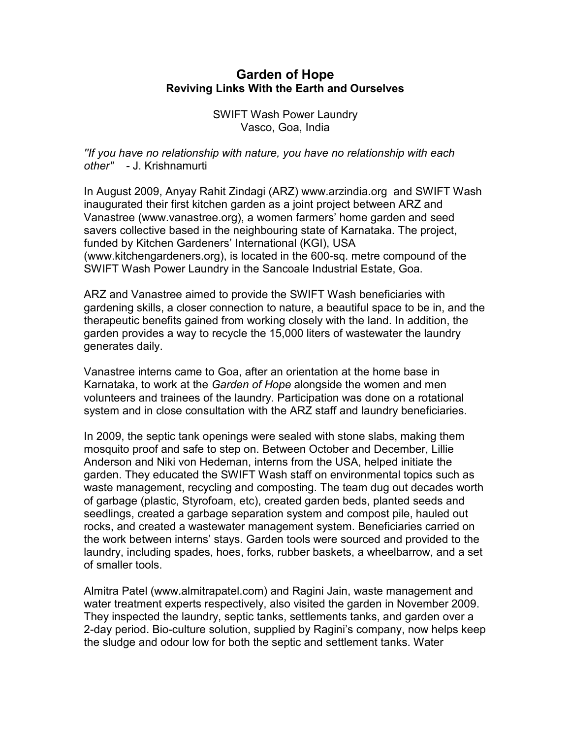# Garden of Hope

## Reviving Links With the Earth and Ourselves

SWIFT Wash Power Laundry
Vasco, Goa, India

*"If you have no relationship with nature, you have no relationship with each other"* - J. Krishnamurti

In August 2009, Anyay Rahit Zindagi (ARZ) www.arzindia.org and SWIFT Wash inaugurated their first kitchen garden as a joint project between ARZ and Vanastree (www.vanastree.org), a women farmers' home garden and seed savers collective based in the neighbouring state of Karnataka. The project, funded by Kitchen Gardeners' International (KGI), USA (www.kitchengardeners.org), is located in the 600-sq. metre compound of the SWIFT Wash Power Laundry in the Sancoale Industrial Estate, Goa.

ARZ and Vanastree aimed to provide the SWIFT Wash beneficiaries with gardening skills, a closer connection to nature, a beautiful space to be in, and the therapeutic benefits gained from working closely with the land. In addition, the garden provides a way to recycle the 15,000 liters of wastewater the laundry generates daily.

Vanastree interns came to Goa, after an orientation at the home base in Karnataka, to work at the *Garden of Hope* alongside the women and men volunteers and trainees of the laundry. Participation was done on a rotational system and in close consultation with the ARZ staff and laundry beneficiaries.

In 2009, the septic tank openings were sealed with stone slabs, making them mosquito proof and safe to step on. Between October and December, Lillie Anderson and Niki von Hedeman, interns from the USA, helped initiate the garden. They educated the SWIFT Wash staff on environmental topics such as waste management, recycling and composting. The team dug out decades worth of garbage (plastic, Styrofoam, etc), created garden beds, planted seeds and seedlings, created a garbage separation system and compost pile, hauled out rocks, and created a wastewater management system. Beneficiaries carried on the work between interns' stays. Garden tools were sourced and provided to the laundry, including spades, hoes, forks, rubber baskets, a wheelbarrow, and a set of smaller tools.

Almitra Patel (www.almitrapatel.com) and Ragini Jain, waste management and water treatment experts respectively, also visited the garden in November 2009. They inspected the laundry, septic tanks, settlements tanks, and garden over a 2-day period. Bio-culture solution, supplied by Ragini's company, now helps keep the sludge and odour low for both the septic and settlement tanks. Water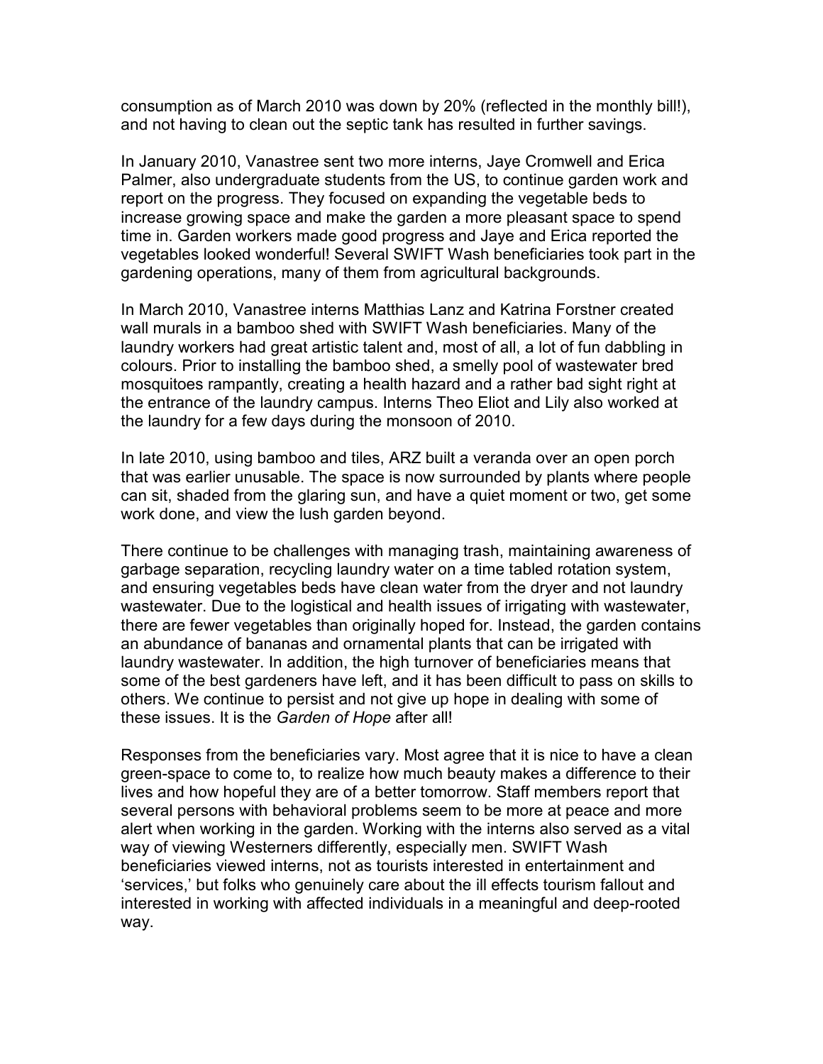consumption as of March 2010 was down by 20% (reflected in the monthly bill!), and not having to clean out the septic tank has resulted in further savings.

In January 2010, Vanastree sent two more interns, Jaye Cromwell and Erica Palmer, also undergraduate students from the US, to continue garden work and report on the progress. They focused on expanding the vegetable beds to increase growing space and make the garden a more pleasant space to spend time in. Garden workers made good progress and Jaye and Erica reported the vegetables looked wonderful! Several SWIFT Wash beneficiaries took part in the gardening operations, many of them from agricultural backgrounds.

In March 2010, Vanastree interns Matthias Lanz and Katrina Forstner created wall murals in a bamboo shed with SWIFT Wash beneficiaries. Many of the laundry workers had great artistic talent and, most of all, a lot of fun dabbling in colours. Prior to installing the bamboo shed, a smelly pool of wastewater bred mosquitoes rampantly, creating a health hazard and a rather bad sight right at the entrance of the laundry campus. Interns Theo Eliot and Lily also worked at the laundry for a few days during the monsoon of 2010.

In late 2010, using bamboo and tiles, ARZ built a veranda over an open porch that was earlier unusable. The space is now surrounded by plants where people can sit, shaded from the glaring sun, and have a quiet moment or two, get some work done, and view the lush garden beyond.

There continue to be challenges with managing trash, maintaining awareness of garbage separation, recycling laundry water on a time tabled rotation system, and ensuring vegetables beds have clean water from the dryer and not laundry wastewater. Due to the logistical and health issues of irrigating with wastewater, there are fewer vegetables than originally hoped for. Instead, the garden contains an abundance of bananas and ornamental plants that can be irrigated with laundry wastewater. In addition, the high turnover of beneficiaries means that some of the best gardeners have left, and it has been difficult to pass on skills to others. We continue to persist and not give up hope in dealing with some of these issues. It is the *Garden of Hope* after all!

Responses from the beneficiaries vary. Most agree that it is nice to have a clean green-space to come to, to realize how much beauty makes a difference to their lives and how hopeful they are of a better tomorrow. Staff members report that several persons with behavioral problems seem to be more at peace and more alert when working in the garden. Working with the interns also served as a vital way of viewing Westerners differently, especially men. SWIFT Wash beneficiaries viewed interns, not as tourists interested in entertainment and 'services,' but folks who genuinely care about the ill effects tourism fallout and interested in working with affected individuals in a meaningful and deep-rooted way.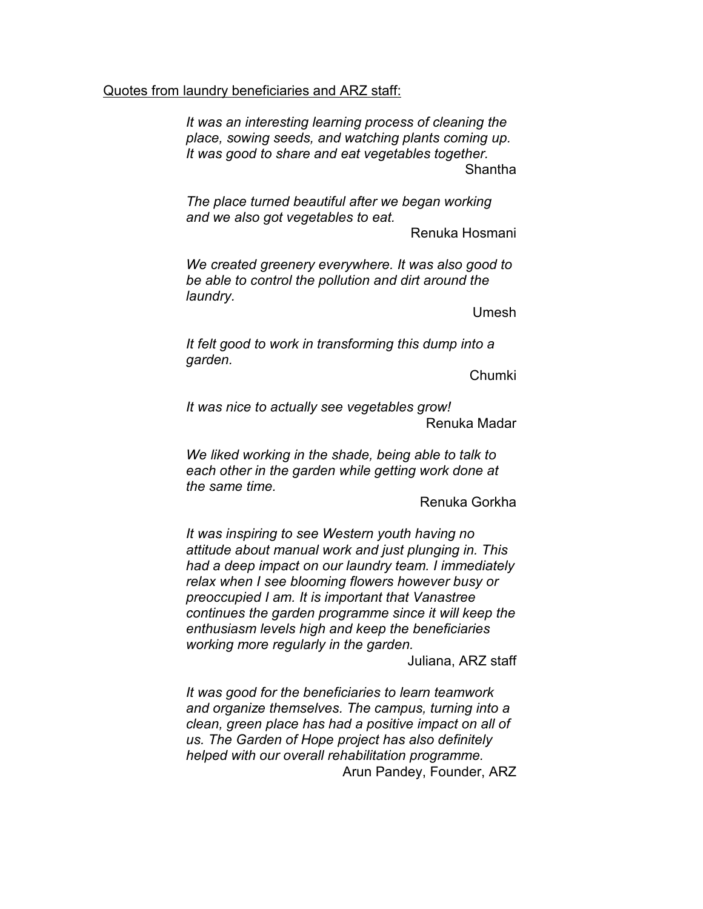<u>Quotes from laundry beneficiaries and ARZ staff:</u>

> *It was an interesting learning process of cleaning the place, sowing seeds, and watching plants coming up. It was good to share and eat vegetables together.*
>
> Shantha

> *The place turned beautiful after we began working and we also got vegetables to eat.*
>
> Renuka Hosmani

> *We created greenery everywhere. It was also good to be able to control the pollution and dirt around the laundry.*
>
> Umesh

> *It felt good to work in transforming this dump into a garden.*
>
> Chumki

> *It was nice to actually see vegetables grow!*
>
> Renuka Madar

> *We liked working in the shade, being able to talk to each other in the garden while getting work done at the same time.*
>
> Renuka Gorkha

> *It was inspiring to see Western youth having no attitude about manual work and just plunging in. This had a deep impact on our laundry team. I immediately relax when I see blooming flowers however busy or preoccupied I am. It is important that Vanastree continues the garden programme since it will keep the enthusiasm levels high and keep the beneficiaries working more regularly in the garden.*
>
> Juliana, ARZ staff

> *It was good for the beneficiaries to learn teamwork and organize themselves. The campus, turning into a clean, green place has had a positive impact on all of us. The Garden of Hope project has also definitely helped with our overall rehabilitation programme.*
>
> Arun Pandey, Founder, ARZ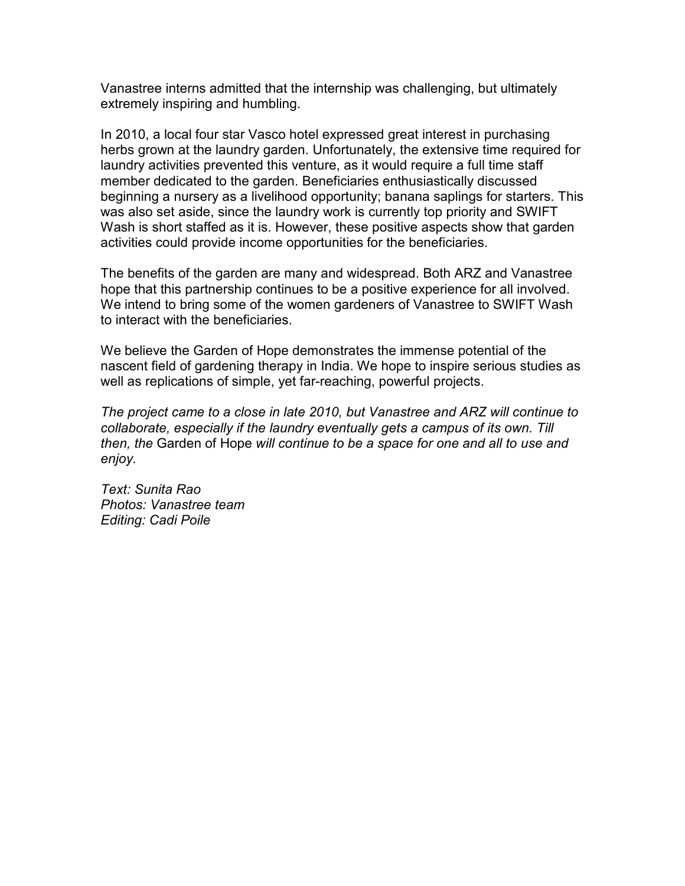Vanastree interns admitted that the internship was challenging, but ultimately extremely inspiring and humbling.

In 2010, a local four star Vasco hotel expressed great interest in purchasing herbs grown at the laundry garden. Unfortunately, the extensive time required for laundry activities prevented this venture, as it would require a full time staff member dedicated to the garden. Beneficiaries enthusiastically discussed beginning a nursery as a livelihood opportunity; banana saplings for starters. This was also set aside, since the laundry work is currently top priority and SWIFT Wash is short staffed as it is. However, these positive aspects show that garden activities could provide income opportunities for the beneficiaries.

The benefits of the garden are many and widespread. Both ARZ and Vanastree hope that this partnership continues to be a positive experience for all involved. We intend to bring some of the women gardeners of Vanastree to SWIFT Wash to interact with the beneficiaries.

We believe the Garden of Hope demonstrates the immense potential of the nascent field of gardening therapy in India. We hope to inspire serious studies as well as replications of simple, yet far-reaching, powerful projects.

*The project came to a close in late 2010, but Vanastree and ARZ will continue to collaborate, especially if the laundry eventually gets a campus of its own. Till then, the* Garden of Hope *will continue to be a space for one and all to use and enjoy.*

*Text: Sunita Rao*
*Photos: Vanastree team*
*Editing: Cadi Poile*